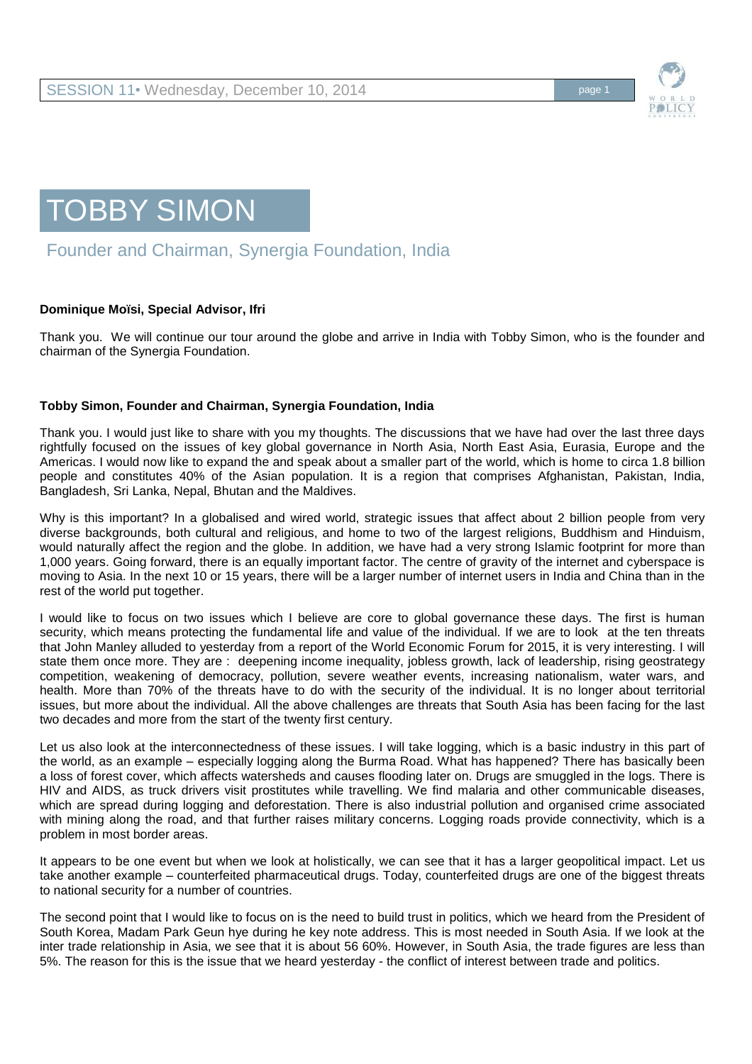# TOBBY SIMON

## Founder and Chairman, Synergia Foundation, India

**Dominique Moïsi, Special Advisor, Ifri**

Thank you. We will continue our tour around the globe and arrive in India with Tobby Simon, who is the founder and chairman of the Synergia Foundation.

**Tobby Simon, Founder and Chairman, Synergia Foundation, India**

Thank you. I would just like to share with you my thoughts. The discussions that we have had over the last three days rightfully focused on the issues of key global governance in North Asia, North East Asia, Eurasia, Europe and the Americas. I would now like to expand the and speak about a smaller part of the world, which is home to circa 1.8 billion people and constitutes 40% of the Asian population. It is a region that comprises Afghanistan, Pakistan, India, Bangladesh, Sri Lanka, Nepal, Bhutan and the Maldives.

Why is this important? In a globalised and wired world, strategic issues that affect about 2 billion people from very diverse backgrounds, both cultural and religious, and home to two of the largest religions, Buddhism and Hinduism, would naturally affect the region and the globe. In addition, we have had a very strong Islamic footprint for more than 1,000 years. Going forward, there is an equally important factor. The centre of gravity of the internet and cyberspace is moving to Asia. In the next 10 or 15 years, there will be a larger number of internet users in India and China than in the rest of the world put together.

I would like to focus on two issues which I believe are core to global governance these days. The first is human security, which means protecting the fundamental life and value of the individual. If we are to look at the ten threats that John Manley alluded to yesterday from a report of the World Economic Forum for 2015, it is very interesting. I will state them once more. They are : deepening income inequality, jobless growth, lack of leadership, rising geostrategy competition, weakening of democracy, pollution, severe weather events, increasing nationalism, water wars, and health. More than 70% of the threats have to do with the security of the individual. It is no longer about territorial issues, but more about the individual. All the above challenges are threats that South Asia has been facing for the last two decades and more from the start of the twenty first century.

Let us also look at the interconnectedness of these issues. I will take logging, which is a basic industry in this part of the world, as an example – especially logging along the Burma Road. What has happened? There has basically been a loss of forest cover, which affects watersheds and causes flooding later on. Drugs are smuggled in the logs. There is HIV and AIDS, as truck drivers visit prostitutes while travelling. We find malaria and other communicable diseases, which are spread during logging and deforestation. There is also industrial pollution and organised crime associated with mining along the road, and that further raises military concerns. Logging roads provide connectivity, which is a problem in most border areas.

It appears to be one event but when we look at holistically, we can see that it has a larger geopolitical impact. Let us take another example – counterfeited pharmaceutical drugs. Today, counterfeited drugs are one of the biggest threats to national security for a number of countries.

The second point that I would like to focus on is the need to build trust in politics, which we heard from the President of South Korea, Madam Park Geun hye during he key note address. This is most needed in South Asia. If we look at the inter trade relationship in Asia, we see that it is about 56 60%. However, in South Asia, the trade figures are less than 5%. The reason for this is the issue that we heard yesterday - the conflict of interest between trade and politics.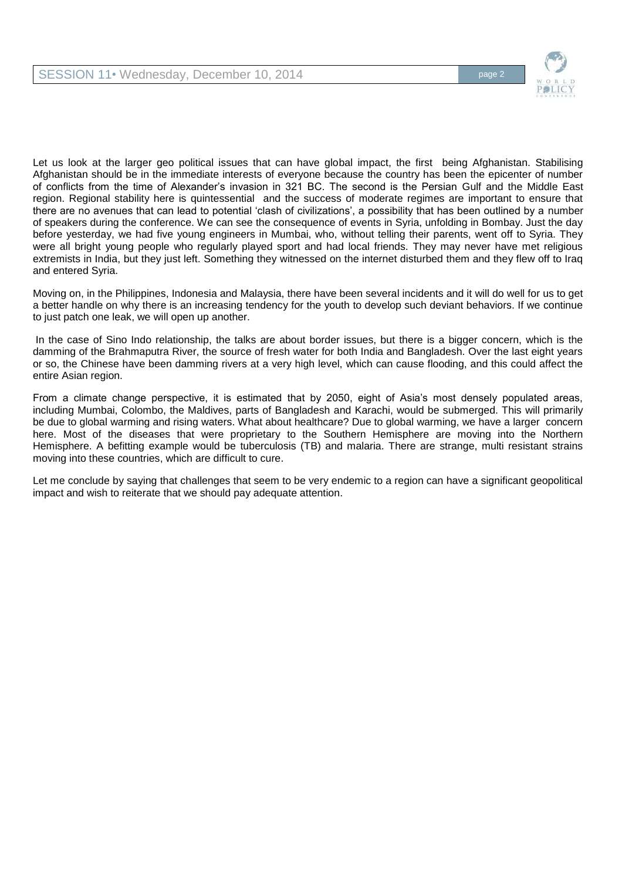Let us look at the larger geo political issues that can have global impact, the first being Afghanistan. Stabilising Afghanistan should be in the immediate interests of everyone because the country has been the epicenter of number of conflicts from the time of Alexander's invasion in 321 BC. The second is the Persian Gulf and the Middle East region. Regional stability here is quintessential and the success of moderate regimes are important to ensure that there are no avenues that can lead to potential 'clash of civilizations', a possibility that has been outlined by a number of speakers during the conference. We can see the consequence of events in Syria, unfolding in Bombay. Just the day before yesterday, we had five young engineers in Mumbai, who, without telling their parents, went off to Syria. They were all bright young people who regularly played sport and had local friends. They may never have met religious extremists in India, but they just left. Something they witnessed on the internet disturbed them and they flew off to Iraq and entered Syria.

Moving on, in the Philippines, Indonesia and Malaysia, there have been several incidents and it will do well for us to get a better handle on why there is an increasing tendency for the youth to develop such deviant behaviors. If we continue to just patch one leak, we will open up another.

In the case of Sino Indo relationship, the talks are about border issues, but there is a bigger concern, which is the damming of the Brahmaputra River, the source of fresh water for both India and Bangladesh. Over the last eight years or so, the Chinese have been damming rivers at a very high level, which can cause flooding, and this could affect the entire Asian region.

From a climate change perspective, it is estimated that by 2050, eight of Asia's most densely populated areas, including Mumbai, Colombo, the Maldives, parts of Bangladesh and Karachi, would be submerged. This will primarily be due to global warming and rising waters. What about healthcare? Due to global warming, we have a larger concern here. Most of the diseases that were proprietary to the Southern Hemisphere are moving into the Northern Hemisphere. A befitting example would be tuberculosis (TB) and malaria. There are strange, multi resistant strains moving into these countries, which are difficult to cure.

Let me conclude by saying that challenges that seem to be very endemic to a region can have a significant geopolitical impact and wish to reiterate that we should pay adequate attention.